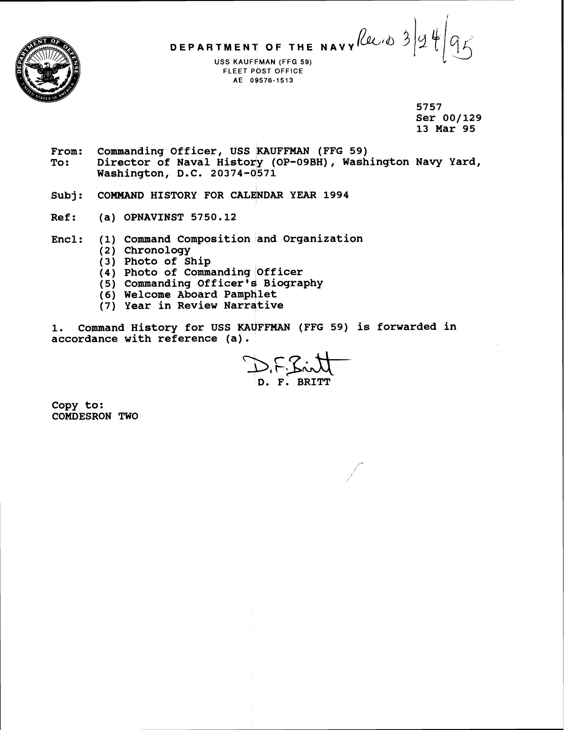DEPARTMENT OF THE NAVY Rec'd 3/24/95

USS KAUFFMAN (FFG 59)
FLEET POST OFFICE
AE 09576-1513

5757
Ser 00/129
13 Mar 95

From: Commanding Officer, USS KAUFFMAN (FFG 59)
To: Director of Naval History (OP-09BH), Washington Navy Yard, Washington, D.C. 20374-0571

Subj: COMMAND HISTORY FOR CALENDAR YEAR 1994

Ref: (a) OPNAVINST 5750.12

Encl: (1) Command Composition and Organization
(2) Chronology
(3) Photo of Ship
(4) Photo of Commanding Officer
(5) Commanding Officer's Biography
(6) Welcome Aboard Pamphlet
(7) Year in Review Narrative

1. Command History for USS KAUFFMAN (FFG 59) is forwarded in accordance with reference (a).

D. F. Britt
D. F. BRITT

Copy to:
COMDESRON TWO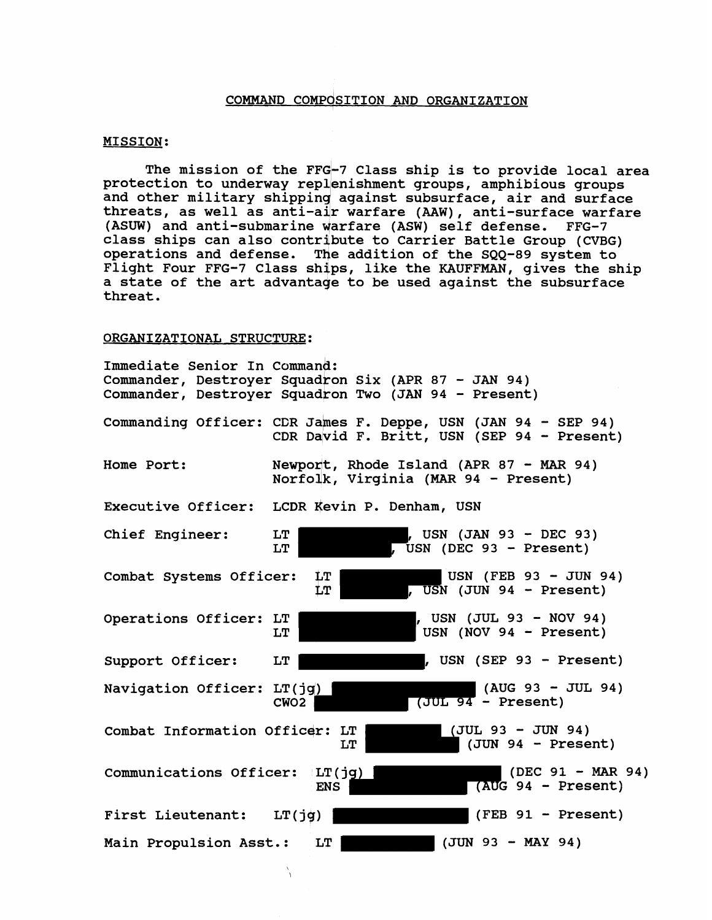## COMMAND COMPOSITION AND ORGANIZATION

### MISSION:

The mission of the FFG-7 Class ship is to provide local area protection to underway replenishment groups, amphibious groups and other military shipping against subsurface, air and surface threats, as well as anti-air warfare (AAW), anti-surface warfare (ASUW) and anti-submarine warfare (ASW) self defense. FFG-7 class ships can also contribute to Carrier Battle Group (CVBG) operations and defense. The addition of the SQQ-89 system to Flight Four FFG-7 Class ships, like the KAUFFMAN, gives the ship a state of the art advantage to be used against the subsurface threat.

### ORGANIZATIONAL STRUCTURE:

Immediate Senior In Command:
Commander, Destroyer Squadron Six (APR 87 - JAN 94)
Commander, Destroyer Squadron Two (JAN 94 - Present)

Commanding Officer: CDR James F. Deppe, USN (JAN 94 - SEP 94)
CDR David F. Britt, USN (SEP 94 - Present)

Home Port: Newport, Rhode Island (APR 87 - MAR 94)
Norfolk, Virginia (MAR 94 - Present)

Executive Officer: LCDR Kevin P. Denham, USN

Chief Engineer: LT [REDACTED], USN (JAN 93 - DEC 93)
LT [REDACTED], USN (DEC 93 - Present)

Combat Systems Officer: LT [REDACTED] USN (FEB 93 - JUN 94)
LT [REDACTED], USN (JUN 94 - Present)

Operations Officer: LT [REDACTED], USN (JUL 93 - NOV 94)
LT [REDACTED] USN (NOV 94 - Present)

Support Officer: LT [REDACTED], USN (SEP 93 - Present)

Navigation Officer: LT(jg) [REDACTED] (AUG 93 - JUL 94)
CWO2 [REDACTED] (JUL 94 - Present)

Combat Information Officer: LT [REDACTED] (JUL 93 - JUN 94)
LT [REDACTED] (JUN 94 - Present)

Communications Officer: LT(jg) [REDACTED] (DEC 91 - MAR 94)
ENS [REDACTED] (AUG 94 - Present)

First Lieutenant: LT(jg) [REDACTED] (FEB 91 - Present)

Main Propulsion Asst.: LT [REDACTED] (JUN 93 - MAY 94)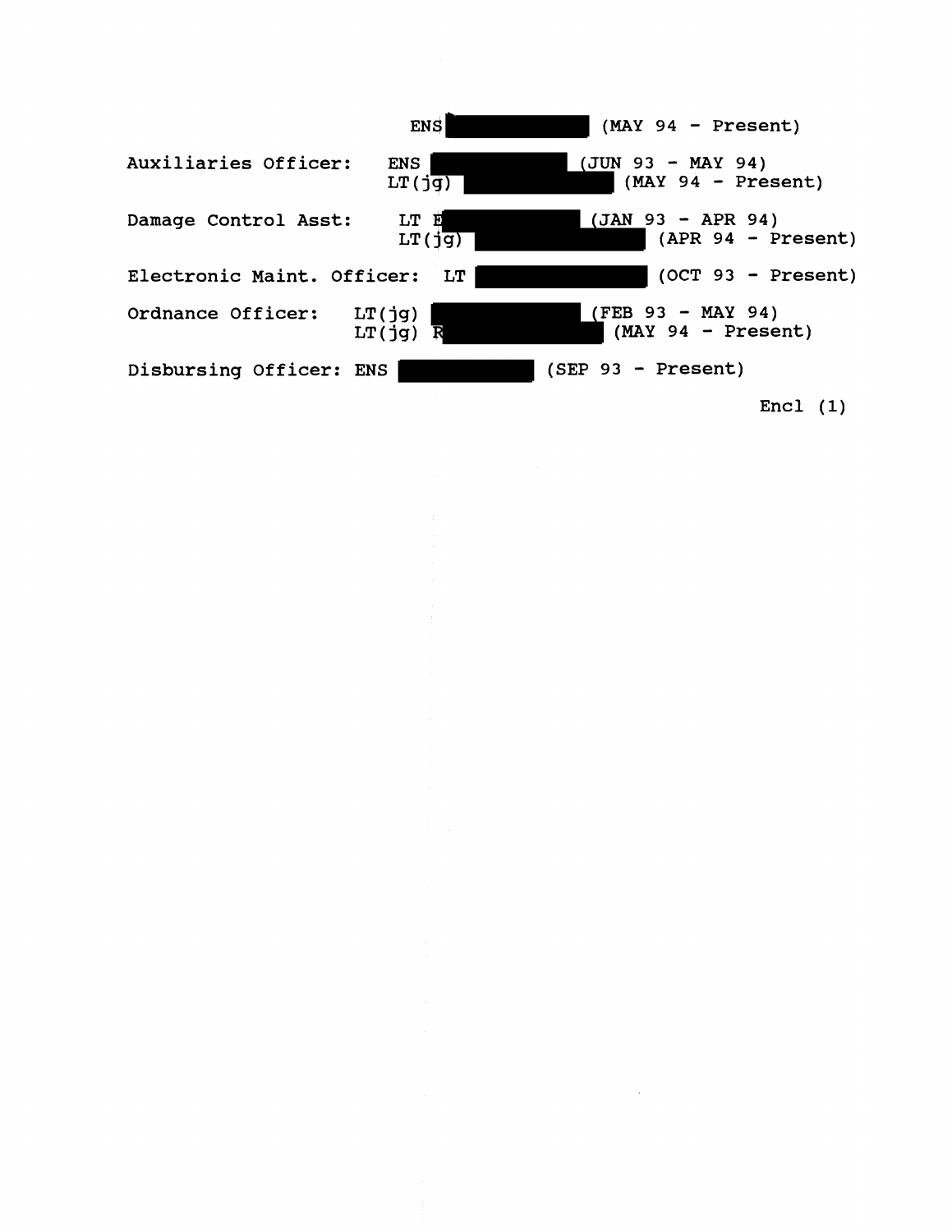ENS [REDACTED] (MAY 94 - Present)

Auxiliaries Officer: ENS [REDACTED] (JUN 93 - MAY 94)
LT(jg) [REDACTED] (MAY 94 - Present)

Damage Control Asst: LT E[REDACTED] (JAN 93 - APR 94)
LT(jg) [REDACTED] (APR 94 - Present)

Electronic Maint. Officer: LT [REDACTED] (OCT 93 - Present)

Ordnance Officer: LT(jg) [REDACTED] (FEB 93 - MAY 94)
LT(jg) R[REDACTED] (MAY 94 - Present)

Disbursing Officer: ENS [REDACTED] (SEP 93 - Present)

Encl (1)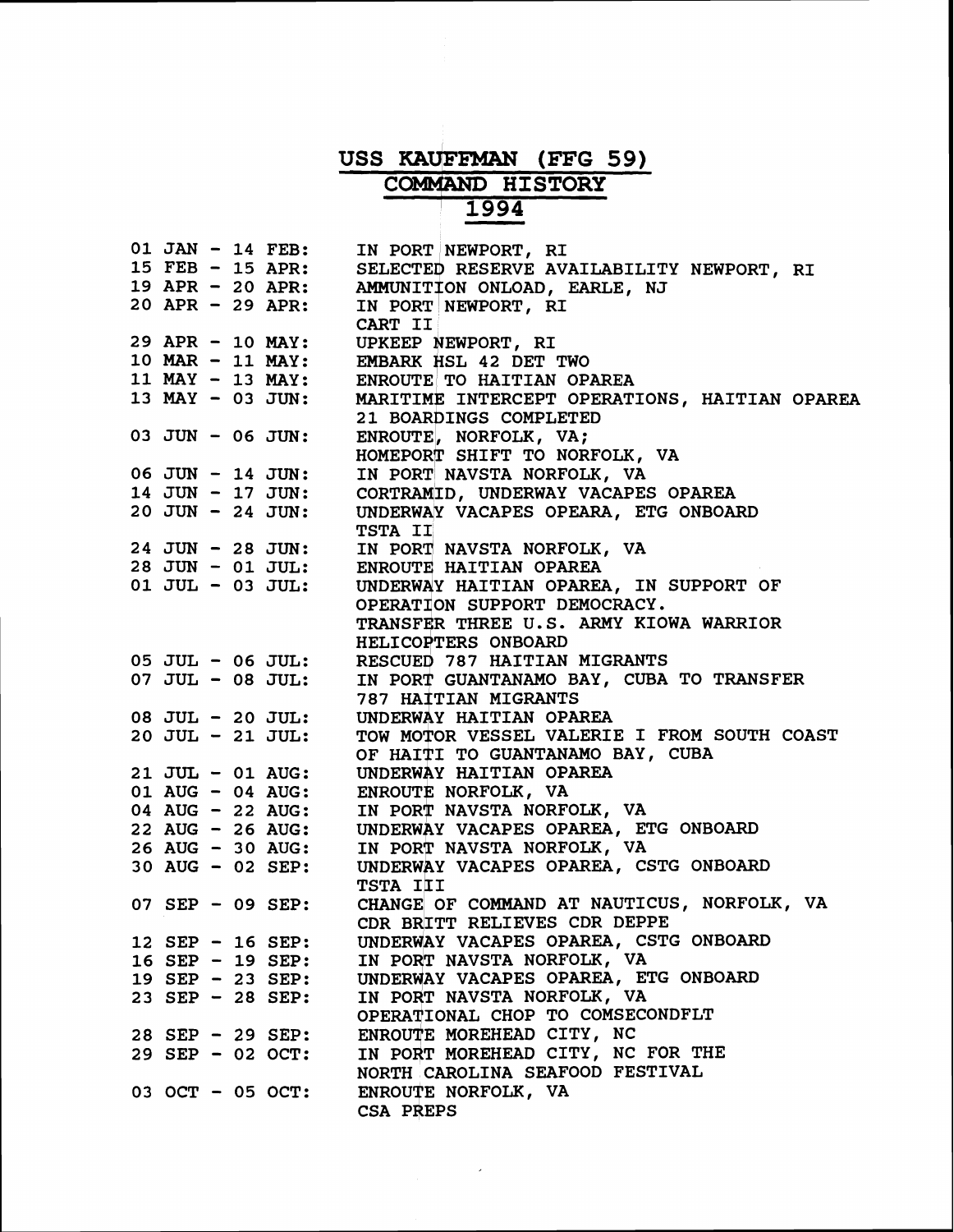# USS KAUFFMAN (FFG 59)
## COMMAND HISTORY
## 1994

| | |
|---|---|
| 01 JAN - 14 FEB: | IN PORT NEWPORT, RI |
| 15 FEB - 15 APR: | SELECTED RESERVE AVAILABILITY NEWPORT, RI |
| 19 APR - 20 APR: | AMMUNITION ONLOAD, EARLE, NJ |
| 20 APR - 29 APR: | IN PORT NEWPORT, RI<br>CART II |
| 29 APR - 10 MAY: | UPKEEP NEWPORT, RI |
| 10 MAR - 11 MAY: | EMBARK HSL 42 DET TWO |
| 11 MAY - 13 MAY: | ENROUTE TO HAITIAN OPAREA |
| 13 MAY - 03 JUN: | MARITIME INTERCEPT OPERATIONS, HAITIAN OPAREA<br>21 BOARDINGS COMPLETED |
| 03 JUN - 06 JUN: | ENROUTE, NORFOLK, VA;<br>HOMEPORT SHIFT TO NORFOLK, VA |
| 06 JUN - 14 JUN: | IN PORT NAVSTA NORFOLK, VA |
| 14 JUN - 17 JUN: | CORTRAMID, UNDERWAY VACAPES OPAREA |
| 20 JUN - 24 JUN: | UNDERWAY VACAPES OPEARA, ETG ONBOARD<br>TSTA II |
| 24 JUN - 28 JUN: | IN PORT NAVSTA NORFOLK, VA |
| 28 JUN - 01 JUL: | ENROUTE HAITIAN OPAREA |
| 01 JUL - 03 JUL: | UNDERWAY HAITIAN OPAREA, IN SUPPORT OF<br>OPERATION SUPPORT DEMOCRACY.<br>TRANSFER THREE U.S. ARMY KIOWA WARRIOR<br>HELICOPTERS ONBOARD |
| 05 JUL - 06 JUL: | RESCUED 787 HAITIAN MIGRANTS |
| 07 JUL - 08 JUL: | IN PORT GUANTANAMO BAY, CUBA TO TRANSFER<br>787 HAITIAN MIGRANTS |
| 08 JUL - 20 JUL: | UNDERWAY HAITIAN OPAREA |
| 20 JUL - 21 JUL: | TOW MOTOR VESSEL VALERIE I FROM SOUTH COAST<br>OF HAITI TO GUANTANAMO BAY, CUBA |
| 21 JUL - 01 AUG: | UNDERWAY HAITIAN OPAREA |
| 01 AUG - 04 AUG: | ENROUTE NORFOLK, VA |
| 04 AUG - 22 AUG: | IN PORT NAVSTA NORFOLK, VA |
| 22 AUG - 26 AUG: | UNDERWAY VACAPES OPAREA, ETG ONBOARD |
| 26 AUG - 30 AUG: | IN PORT NAVSTA NORFOLK, VA |
| 30 AUG - 02 SEP: | UNDERWAY VACAPES OPAREA, CSTG ONBOARD<br>TSTA III |
| 07 SEP - 09 SEP: | CHANGE OF COMMAND AT NAUTICUS, NORFOLK, VA<br>CDR BRITT RELIEVES CDR DEPPE |
| 12 SEP - 16 SEP: | UNDERWAY VACAPES OPAREA, CSTG ONBOARD |
| 16 SEP - 19 SEP: | IN PORT NAVSTA NORFOLK, VA |
| 19 SEP - 23 SEP: | UNDERWAY VACAPES OPAREA, ETG ONBOARD |
| 23 SEP - 28 SEP: | IN PORT NAVSTA NORFOLK, VA<br>OPERATIONAL CHOP TO COMSECONDFLT |
| 28 SEP - 29 SEP: | ENROUTE MOREHEAD CITY, NC |
| 29 SEP - 02 OCT: | IN PORT MOREHEAD CITY, NC FOR THE<br>NORTH CAROLINA SEAFOOD FESTIVAL |
| 03 OCT - 05 OCT: | ENROUTE NORFOLK, VA<br>CSA PREPS |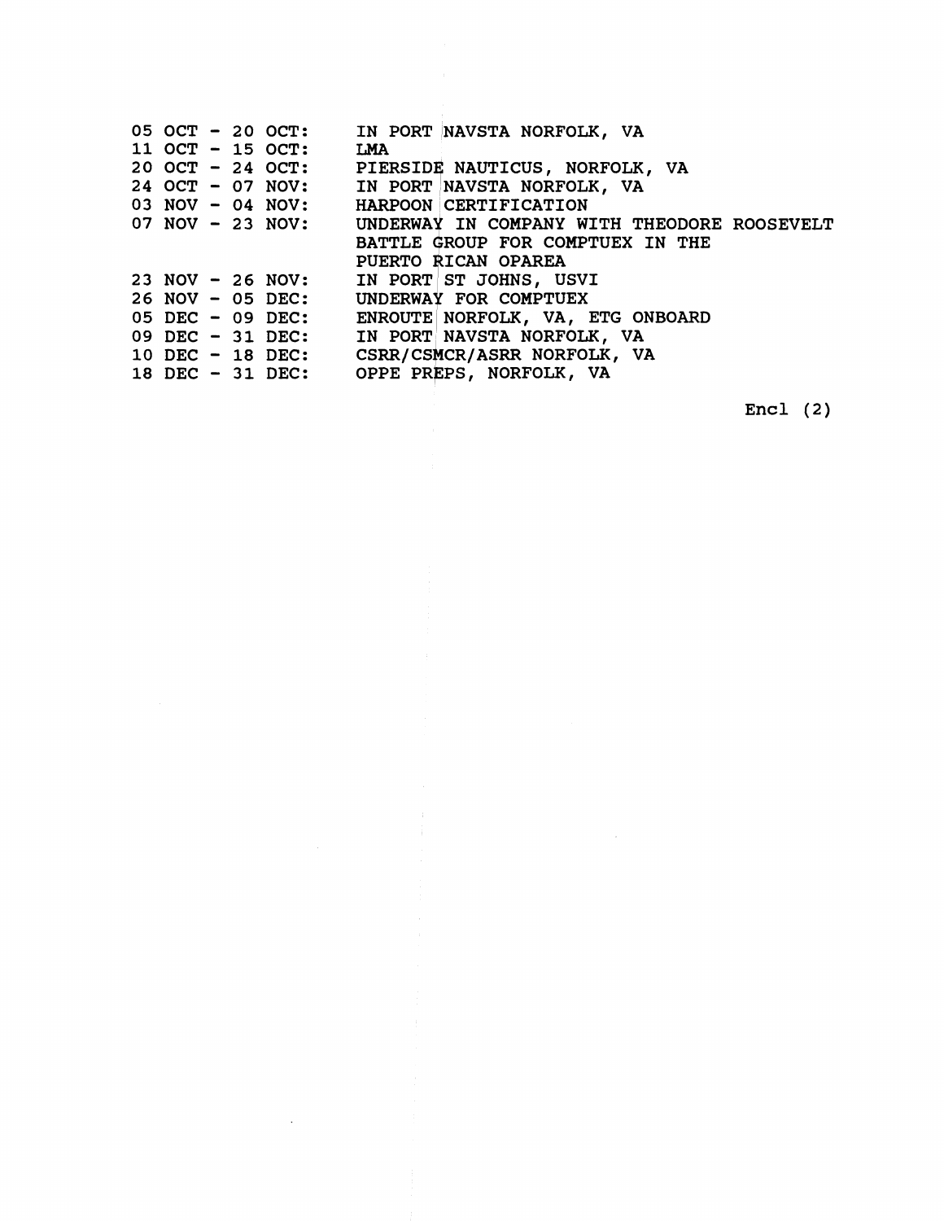| | |
|---|---|
| 05 OCT - 20 OCT: | IN PORT NAVSTA NORFOLK, VA |
| 11 OCT - 15 OCT: | LMA |
| 20 OCT - 24 OCT: | PIERSIDE NAUTICUS, NORFOLK, VA |
| 24 OCT - 07 NOV: | IN PORT NAVSTA NORFOLK, VA |
| 03 NOV - 04 NOV: | HARPOON CERTIFICATION |
| 07 NOV - 23 NOV: | UNDERWAY IN COMPANY WITH THEODORE ROOSEVELT BATTLE GROUP FOR COMPTUEX IN THE PUERTO RICAN OPAREA |
| 23 NOV - 26 NOV: | IN PORT ST JOHNS, USVI |
| 26 NOV - 05 DEC: | UNDERWAY FOR COMPTUEX |
| 05 DEC - 09 DEC: | ENROUTE NORFOLK, VA, ETG ONBOARD |
| 09 DEC - 31 DEC: | IN PORT NAVSTA NORFOLK, VA |
| 10 DEC - 18 DEC: | CSRR/CSMCR/ASRR NORFOLK, VA |
| 18 DEC - 31 DEC: | OPPE PREPS, NORFOLK, VA |

Encl (2)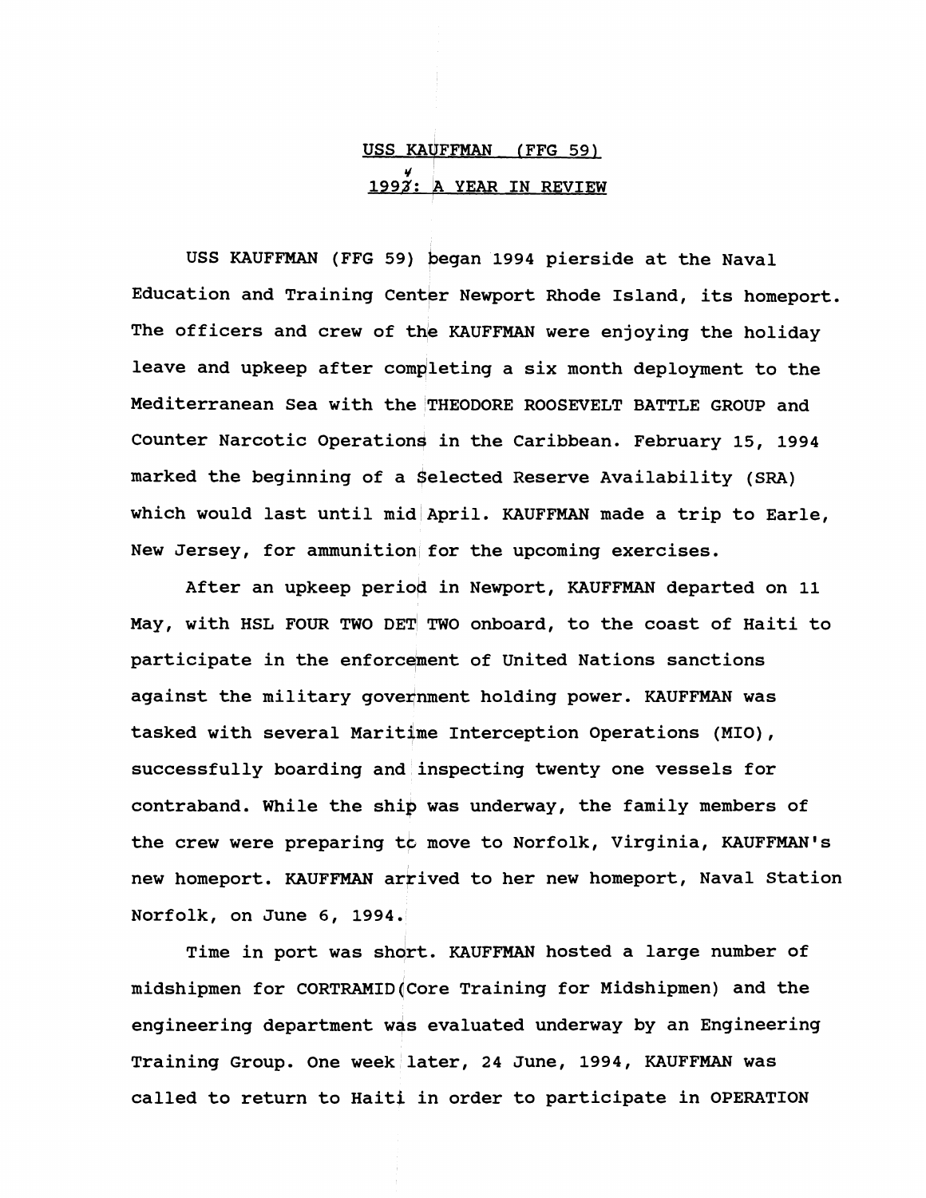# USS KAUFFMAN (FFG 59)

## 1994: A YEAR IN REVIEW

USS KAUFFMAN (FFG 59) began 1994 pierside at the Naval Education and Training Center Newport Rhode Island, its homeport. The officers and crew of the KAUFFMAN were enjoying the holiday leave and upkeep after completing a six month deployment to the Mediterranean Sea with the THEODORE ROOSEVELT BATTLE GROUP and Counter Narcotic Operations in the Caribbean. February 15, 1994 marked the beginning of a Selected Reserve Availability (SRA) which would last until mid April. KAUFFMAN made a trip to Earle, New Jersey, for ammunition for the upcoming exercises.

After an upkeep period in Newport, KAUFFMAN departed on 11 May, with HSL FOUR TWO DET TWO onboard, to the coast of Haiti to participate in the enforcement of United Nations sanctions against the military government holding power. KAUFFMAN was tasked with several Maritime Interception Operations (MIO), successfully boarding and inspecting twenty one vessels for contraband. While the ship was underway, the family members of the crew were preparing to move to Norfolk, Virginia, KAUFFMAN's new homeport. KAUFFMAN arrived to her new homeport, Naval Station Norfolk, on June 6, 1994.

Time in port was short. KAUFFMAN hosted a large number of midshipmen for CORTRAMID(Core Training for Midshipmen) and the engineering department was evaluated underway by an Engineering Training Group. One week later, 24 June, 1994, KAUFFMAN was called to return to Haiti in order to participate in OPERATION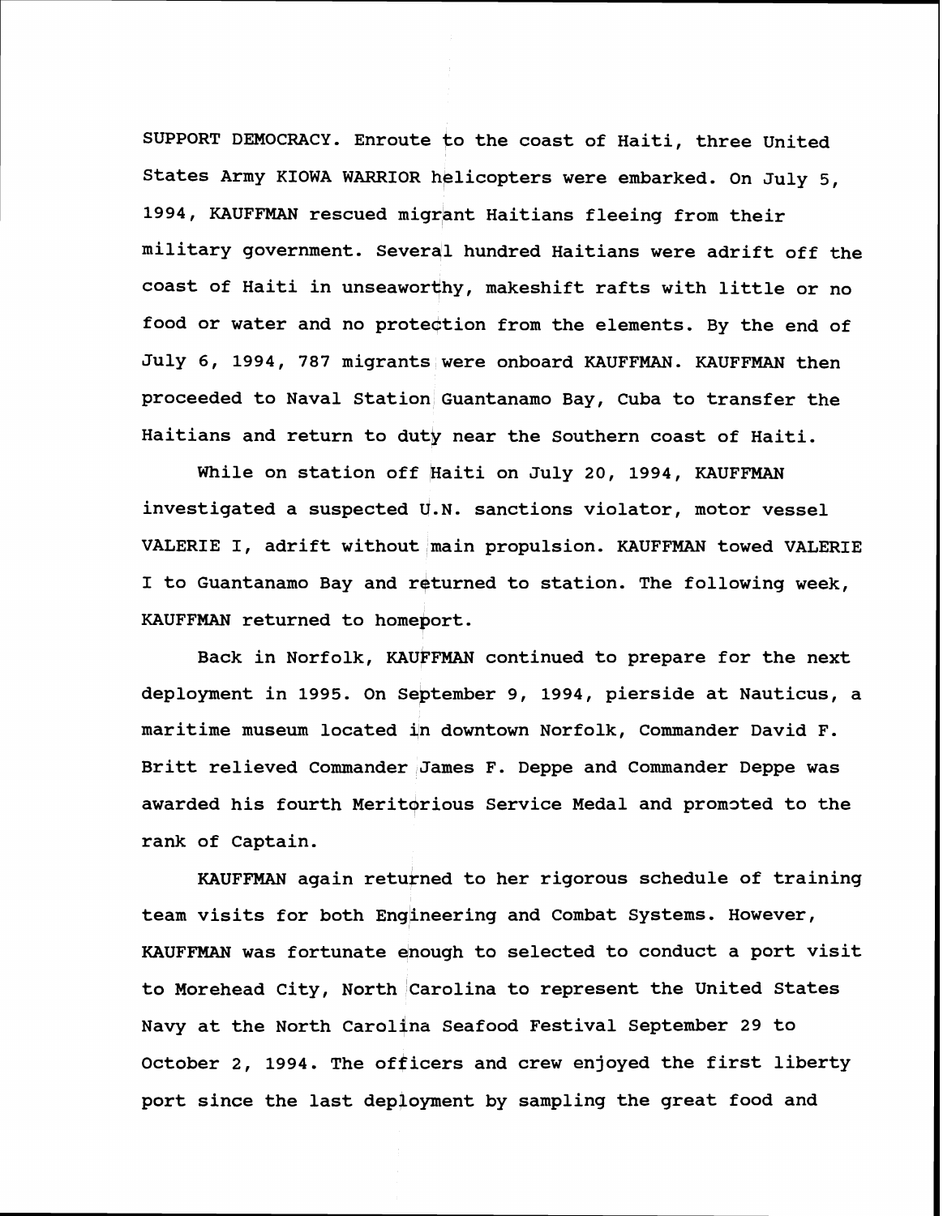SUPPORT DEMOCRACY. Enroute to the coast of Haiti, three United States Army KIOWA WARRIOR helicopters were embarked. On July 5, 1994, KAUFFMAN rescued migrant Haitians fleeing from their military government. Several hundred Haitians were adrift off the coast of Haiti in unseaworthy, makeshift rafts with little or no food or water and no protection from the elements. By the end of July 6, 1994, 787 migrants were onboard KAUFFMAN. KAUFFMAN then proceeded to Naval Station Guantanamo Bay, Cuba to transfer the Haitians and return to duty near the Southern coast of Haiti.

While on station off Haiti on July 20, 1994, KAUFFMAN investigated a suspected U.N. sanctions violator, motor vessel VALERIE I, adrift without main propulsion. KAUFFMAN towed VALERIE I to Guantanamo Bay and returned to station. The following week, KAUFFMAN returned to homeport.

Back in Norfolk, KAUFFMAN continued to prepare for the next deployment in 1995. On September 9, 1994, pierside at Nauticus, a maritime museum located in downtown Norfolk, Commander David F. Britt relieved Commander James F. Deppe and Commander Deppe was awarded his fourth Meritorious Service Medal and promoted to the rank of Captain.

KAUFFMAN again returned to her rigorous schedule of training team visits for both Engineering and Combat Systems. However, KAUFFMAN was fortunate enough to selected to conduct a port visit to Morehead City, North Carolina to represent the United States Navy at the North Carolina Seafood Festival September 29 to October 2, 1994. The officers and crew enjoyed the first liberty port since the last deployment by sampling the great food and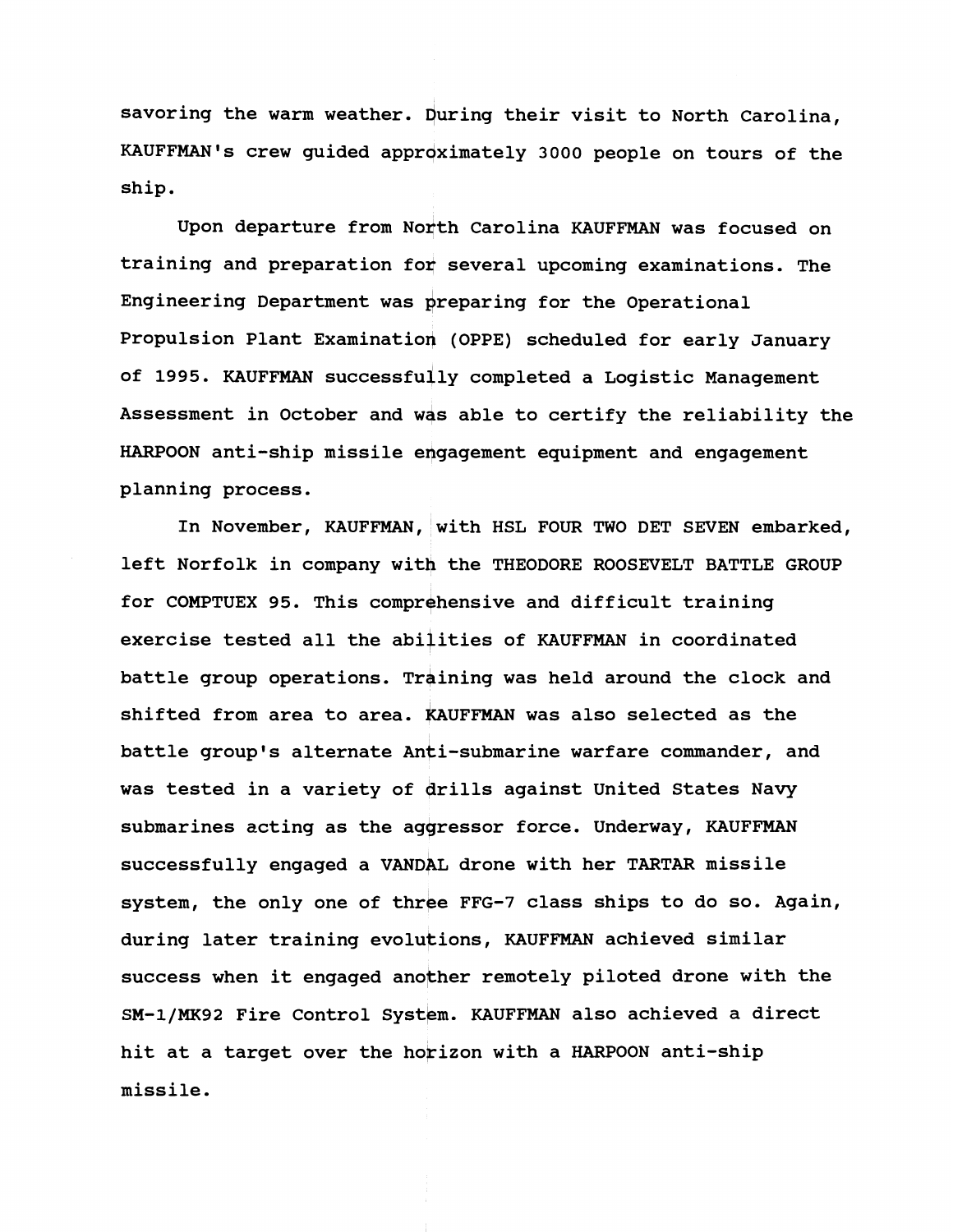savoring the warm weather. During their visit to North Carolina, KAUFFMAN's crew guided approximately 3000 people on tours of the ship.

Upon departure from North Carolina KAUFFMAN was focused on training and preparation for several upcoming examinations. The Engineering Department was preparing for the Operational Propulsion Plant Examination (OPPE) scheduled for early January of 1995. KAUFFMAN successfully completed a Logistic Management Assessment in October and was able to certify the reliability the HARPOON anti-ship missile engagement equipment and engagement planning process.

In November, KAUFFMAN, with HSL FOUR TWO DET SEVEN embarked, left Norfolk in company with the THEODORE ROOSEVELT BATTLE GROUP for COMPTUEX 95. This comprehensive and difficult training exercise tested all the abilities of KAUFFMAN in coordinated battle group operations. Training was held around the clock and shifted from area to area. KAUFFMAN was also selected as the battle group's alternate Anti-submarine warfare commander, and was tested in a variety of drills against United States Navy submarines acting as the aggressor force. Underway, KAUFFMAN successfully engaged a VANDAL drone with her TARTAR missile system, the only one of three FFG-7 class ships to do so. Again, during later training evolutions, KAUFFMAN achieved similar success when it engaged another remotely piloted drone with the SM-1/MK92 Fire Control System. KAUFFMAN also achieved a direct hit at a target over the horizon with a HARPOON anti-ship missile.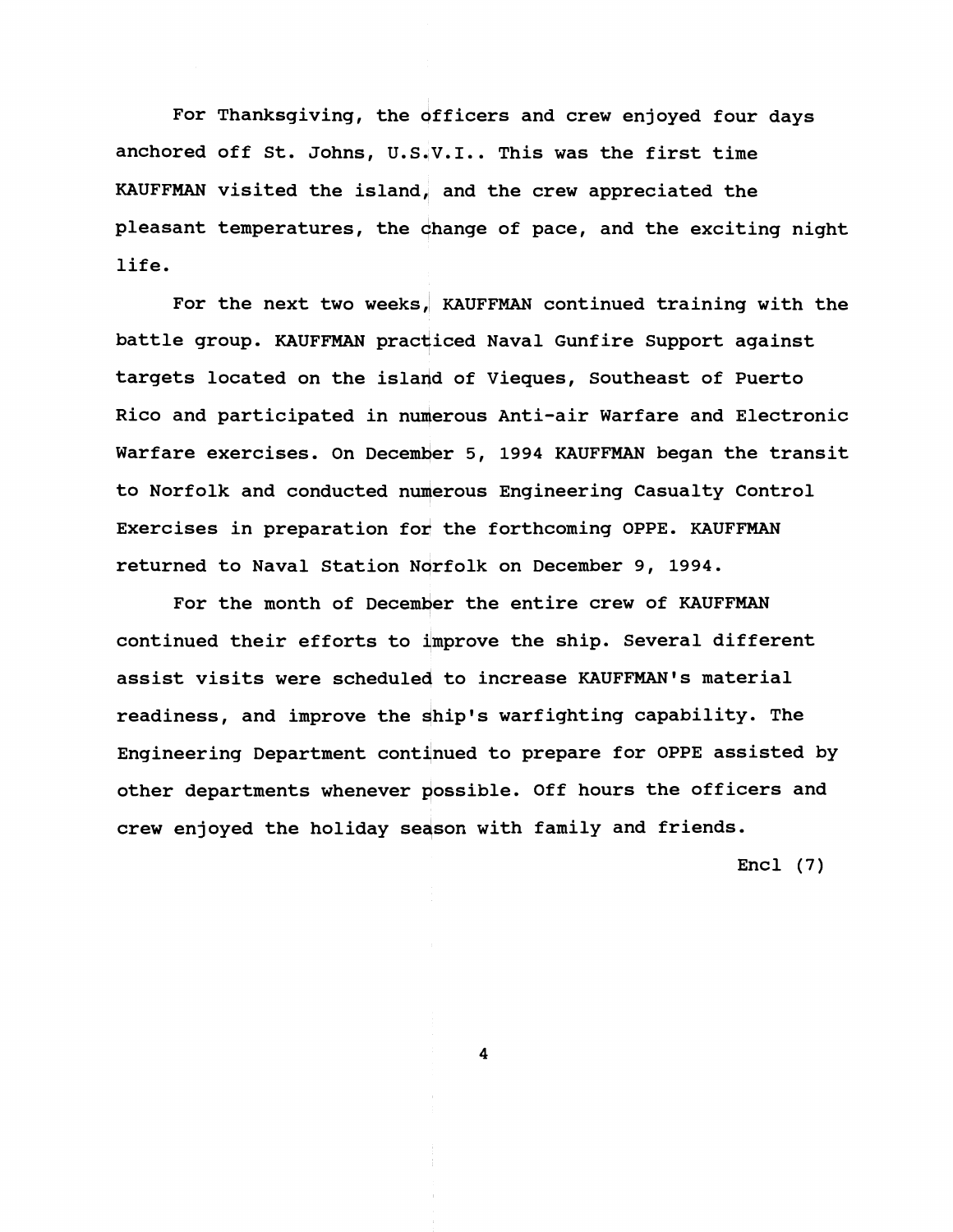For Thanksgiving, the officers and crew enjoyed four days anchored off St. Johns, U.S.V.I.. This was the first time KAUFFMAN visited the island, and the crew appreciated the pleasant temperatures, the change of pace, and the exciting night life.

For the next two weeks, KAUFFMAN continued training with the battle group. KAUFFMAN practiced Naval Gunfire Support against targets located on the island of Vieques, Southeast of Puerto Rico and participated in numerous Anti-air Warfare and Electronic Warfare exercises. On December 5, 1994 KAUFFMAN began the transit to Norfolk and conducted numerous Engineering Casualty Control Exercises in preparation for the forthcoming OPPE. KAUFFMAN returned to Naval Station Norfolk on December 9, 1994.

For the month of December the entire crew of KAUFFMAN continued their efforts to improve the ship. Several different assist visits were scheduled to increase KAUFFMAN's material readiness, and improve the ship's warfighting capability. The Engineering Department continued to prepare for OPPE assisted by other departments whenever possible. Off hours the officers and crew enjoyed the holiday season with family and friends.

Encl (7)